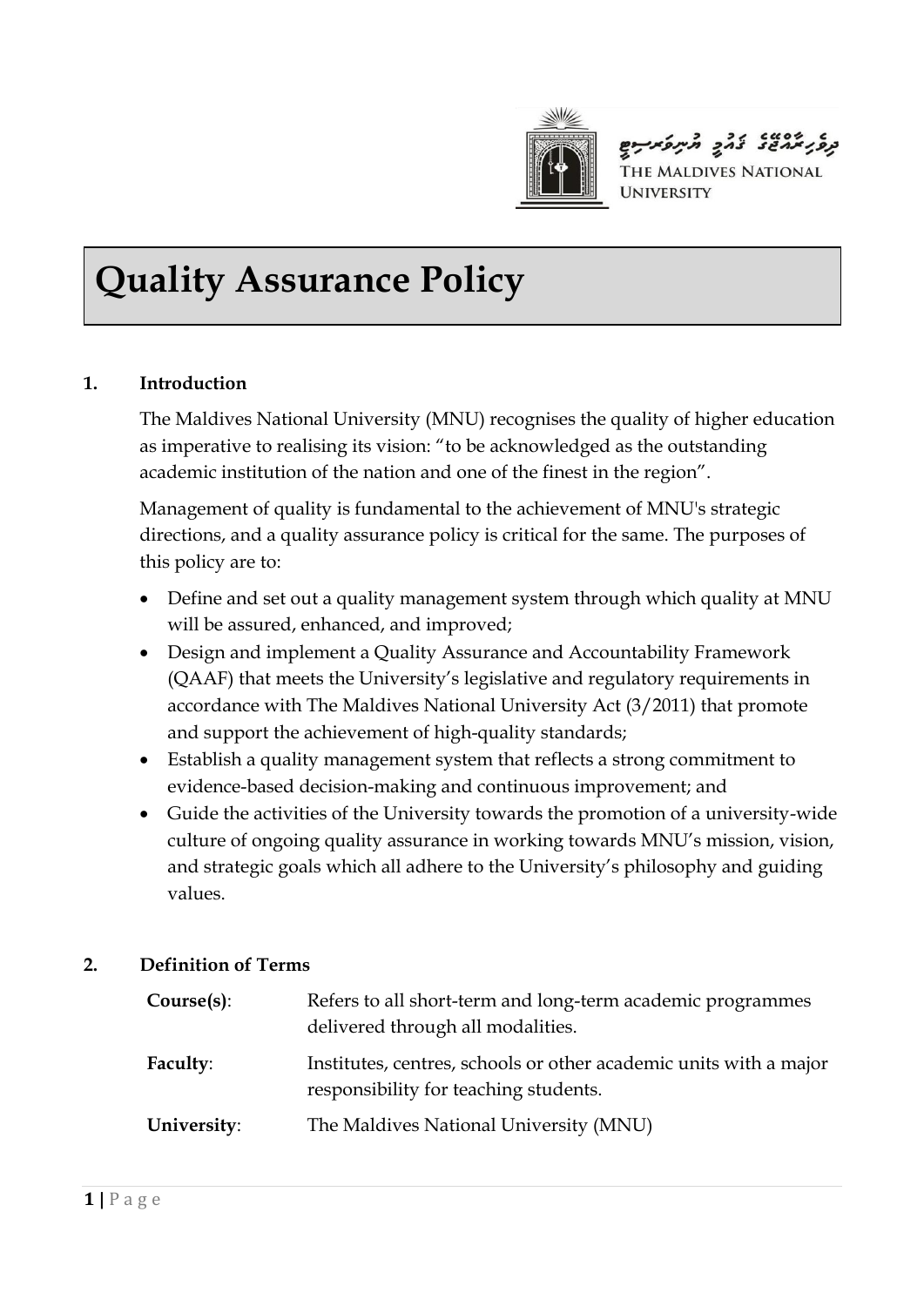ދިވެހިރާއްޖޭގެ ޤައުމީ ޔުނިވަރސިޓީ

THE MALDIVES NATIONAL UNIVERSITY

# Quality Assurance Policy

## 1. Introduction

The Maldives National University (MNU) recognises the quality of higher education as imperative to realising its vision: "to be acknowledged as the outstanding academic institution of the nation and one of the finest in the region".

Management of quality is fundamental to the achievement of MNU's strategic directions, and a quality assurance policy is critical for the same. The purposes of this policy are to:

- Define and set out a quality management system through which quality at MNU will be assured, enhanced, and improved;
- Design and implement a Quality Assurance and Accountability Framework (QAAF) that meets the University's legislative and regulatory requirements in accordance with The Maldives National University Act (3/2011) that promote and support the achievement of high-quality standards;
- Establish a quality management system that reflects a strong commitment to evidence-based decision-making and continuous improvement; and
- Guide the activities of the University towards the promotion of a university-wide culture of ongoing quality assurance in working towards MNU's mission, vision, and strategic goals which all adhere to the University's philosophy and guiding values.

## 2. Definition of Terms

| Term | Definition |
| --- | --- |
| **Course(s)**: | Refers to all short-term and long-term academic programmes delivered through all modalities. |
| **Faculty**: | Institutes, centres, schools or other academic units with a major responsibility for teaching students. |
| **University**: | The Maldives National University (MNU) |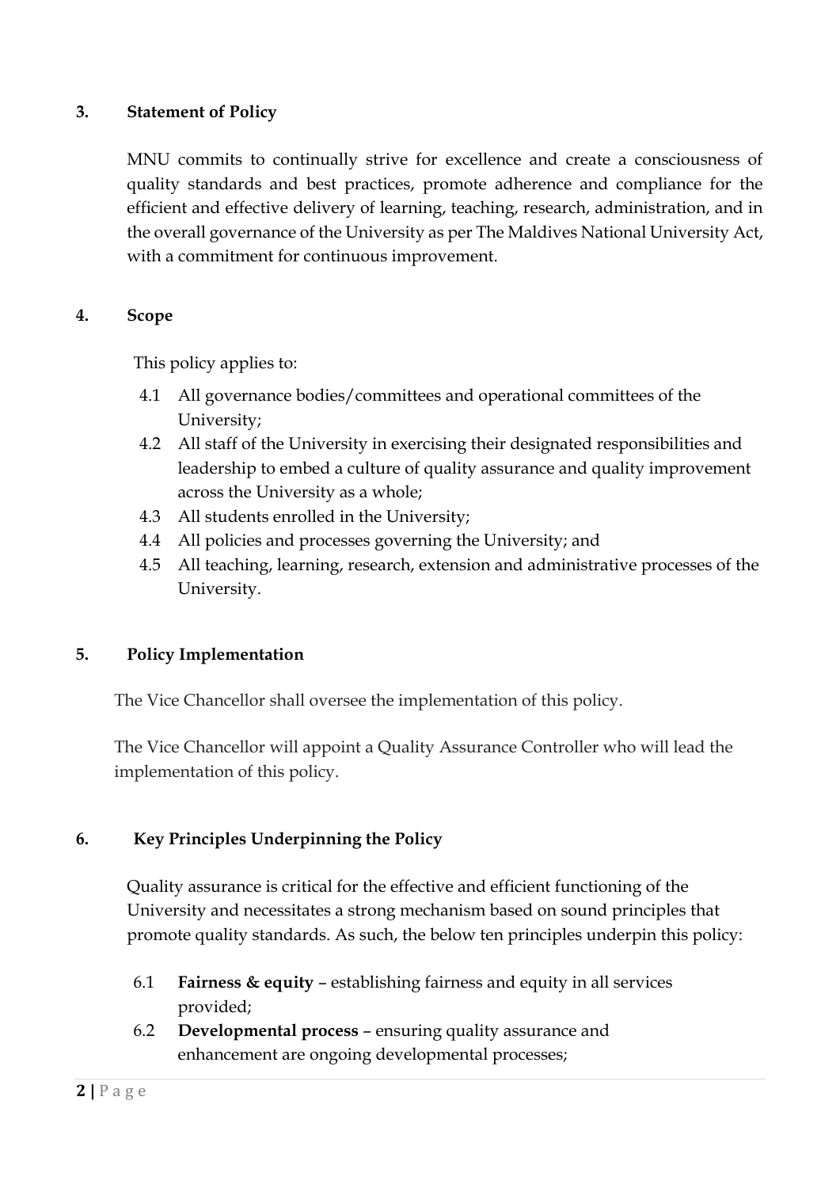## 3. Statement of Policy

MNU commits to continually strive for excellence and create a consciousness of quality standards and best practices, promote adherence and compliance for the efficient and effective delivery of learning, teaching, research, administration, and in the overall governance of the University as per The Maldives National University Act, with a commitment for continuous improvement.

## 4. Scope

This policy applies to:

4.1 All governance bodies/committees and operational committees of the University;

4.2 All staff of the University in exercising their designated responsibilities and leadership to embed a culture of quality assurance and quality improvement across the University as a whole;

4.3 All students enrolled in the University;

4.4 All policies and processes governing the University; and

4.5 All teaching, learning, research, extension and administrative processes of the University.

## 5. Policy Implementation

The Vice Chancellor shall oversee the implementation of this policy.

The Vice Chancellor will appoint a Quality Assurance Controller who will lead the implementation of this policy.

## 6. Key Principles Underpinning the Policy

Quality assurance is critical for the effective and efficient functioning of the University and necessitates a strong mechanism based on sound principles that promote quality standards. As such, the below ten principles underpin this policy:

6.1 **Fairness & equity** – establishing fairness and equity in all services provided;

6.2 **Developmental process** – ensuring quality assurance and enhancement are ongoing developmental processes;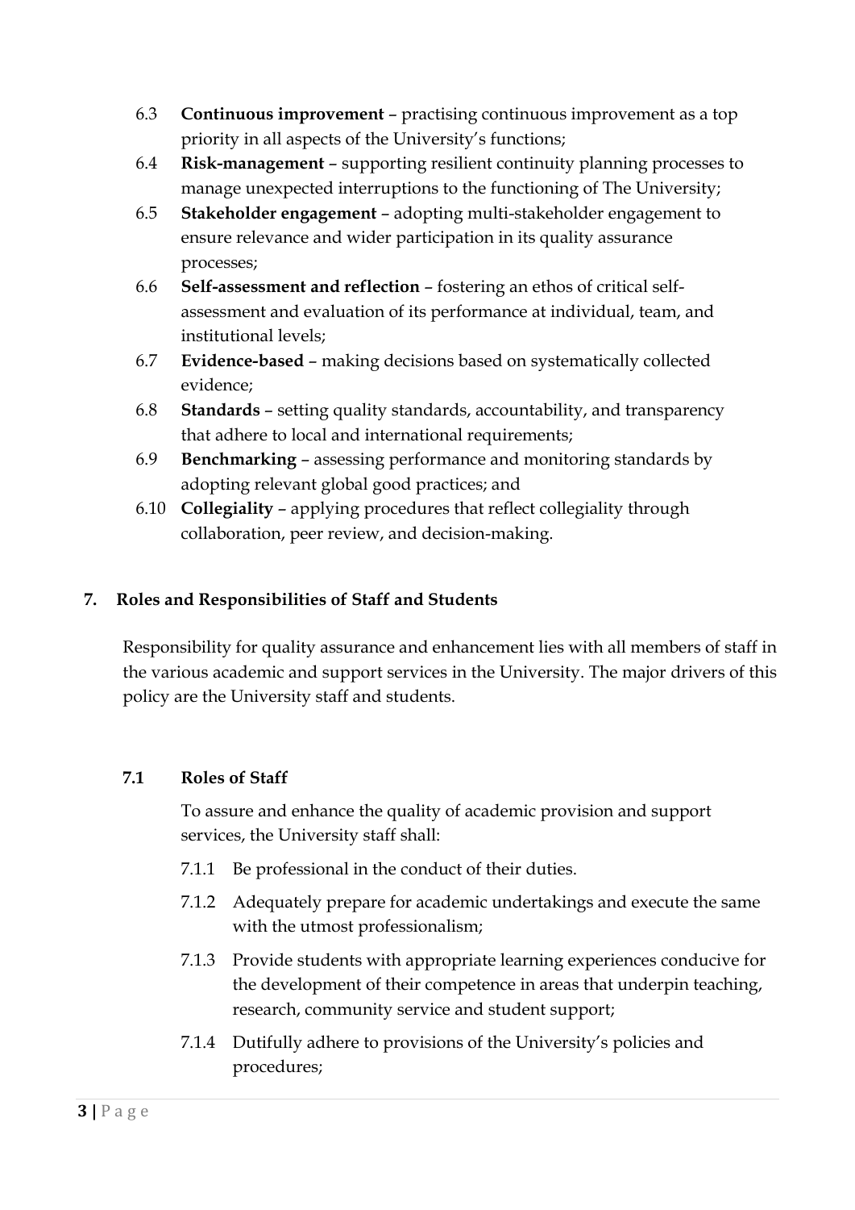6.3 **Continuous improvement** – practising continuous improvement as a top priority in all aspects of the University's functions;

6.4 **Risk-management** – supporting resilient continuity planning processes to manage unexpected interruptions to the functioning of The University;

6.5 **Stakeholder engagement** – adopting multi-stakeholder engagement to ensure relevance and wider participation in its quality assurance processes;

6.6 **Self-assessment and reflection** – fostering an ethos of critical self-assessment and evaluation of its performance at individual, team, and institutional levels;

6.7 **Evidence-based** – making decisions based on systematically collected evidence;

6.8 **Standards** – setting quality standards, accountability, and transparency that adhere to local and international requirements;

6.9 **Benchmarking** – assessing performance and monitoring standards by adopting relevant global good practices; and

6.10 **Collegiality** – applying procedures that reflect collegiality through collaboration, peer review, and decision-making.

## 7. Roles and Responsibilities of Staff and Students

Responsibility for quality assurance and enhancement lies with all members of staff in the various academic and support services in the University. The major drivers of this policy are the University staff and students.

### 7.1 Roles of Staff

To assure and enhance the quality of academic provision and support services, the University staff shall:

7.1.1 Be professional in the conduct of their duties.

7.1.2 Adequately prepare for academic undertakings and execute the same with the utmost professionalism;

7.1.3 Provide students with appropriate learning experiences conducive for the development of their competence in areas that underpin teaching, research, community service and student support;

7.1.4 Dutifully adhere to provisions of the University's policies and procedures;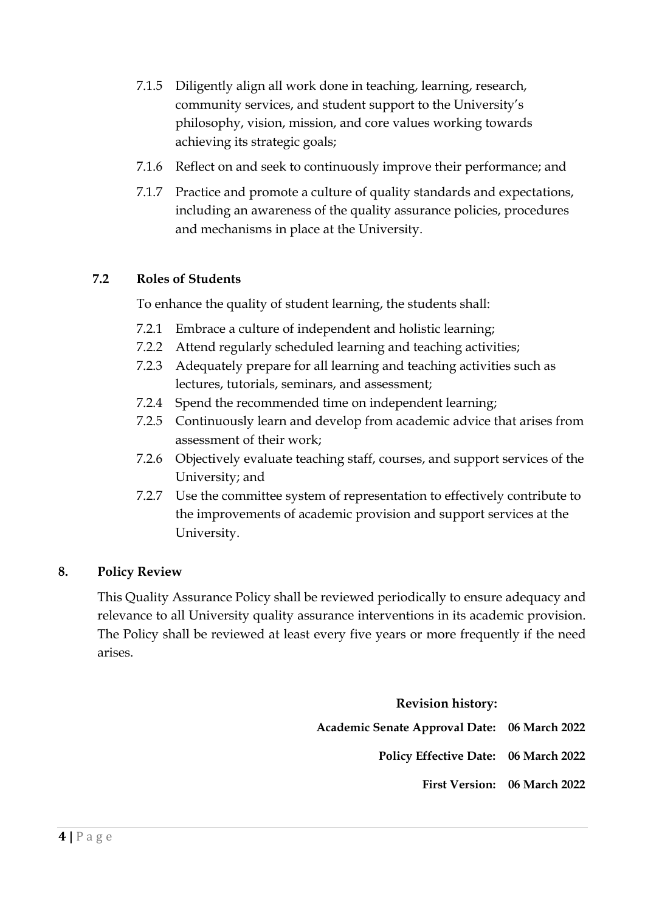7.1.5 Diligently align all work done in teaching, learning, research, community services, and student support to the University's philosophy, vision, mission, and core values working towards achieving its strategic goals;

7.1.6 Reflect on and seek to continuously improve their performance; and

7.1.7 Practice and promote a culture of quality standards and expectations, including an awareness of the quality assurance policies, procedures and mechanisms in place at the University.

### 7.2 Roles of Students

To enhance the quality of student learning, the students shall:

7.2.1 Embrace a culture of independent and holistic learning;

7.2.2 Attend regularly scheduled learning and teaching activities;

7.2.3 Adequately prepare for all learning and teaching activities such as lectures, tutorials, seminars, and assessment;

7.2.4 Spend the recommended time on independent learning;

7.2.5 Continuously learn and develop from academic advice that arises from assessment of their work;

7.2.6 Objectively evaluate teaching staff, courses, and support services of the University; and

7.2.7 Use the committee system of representation to effectively contribute to the improvements of academic provision and support services at the University.

## 8. Policy Review

This Quality Assurance Policy shall be reviewed periodically to ensure adequacy and relevance to all University quality assurance interventions in its academic provision. The Policy shall be reviewed at least every five years or more frequently if the need arises.

**Revision history:**

**Academic Senate Approval Date: 06 March 2022**

**Policy Effective Date: 06 March 2022**

**First Version: 06 March 2022**